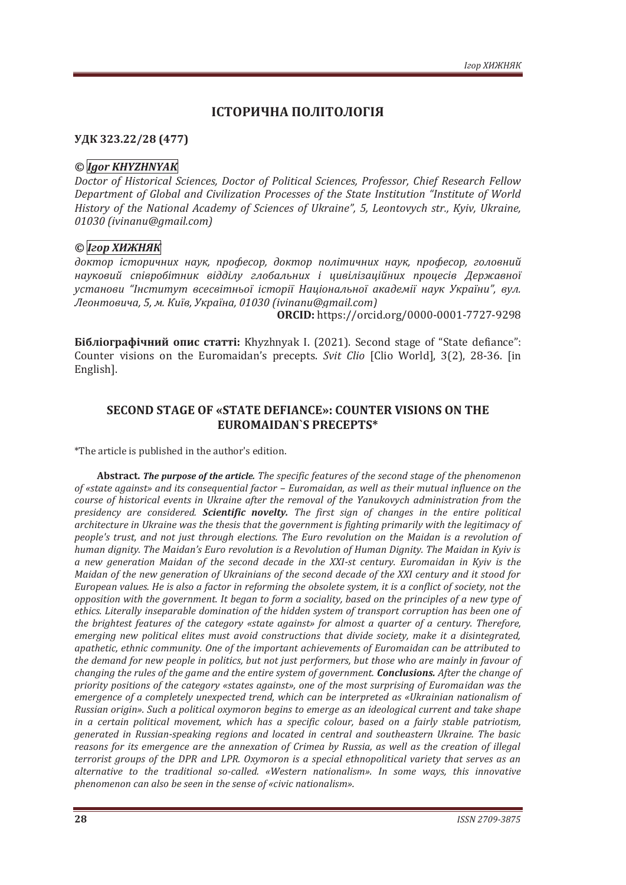## ІСТОРИЧНА ПОЛІТОЛОГІЯ

**УДК 323.22/28 (477)**

**©** ***Igor KHYZHNYAK***

*Doctor of Historical Sciences, Doctor of Political Sciences, Professor, Chief Research Fellow Department of Global and Civilization Processes of the State Institution "Institute of World History of the National Academy of Sciences of Ukraine", 5, Leontovych str., Kyiv, Ukraine, 01030 (ivinanu@gmail.com)*

**©** ***Ігор ХИЖНЯК***

*доктор історичних наук, професор, доктор політичних наук, професор, головний науковий співробітник відділу глобальних і цивілізаційних процесів Державної установи "Інститут всесвітньої історії Національної академії наук України", вул. Леонтовича, 5, м. Київ, Україна, 01030 (ivinanu@gmail.com)*

**ORCID:** https://orcid.org/0000-0001-7727-9298

**Бібліографічний опис статті:** Khyzhnyak I. (2021). Second stage of "State defiance": Counter visions on the Euromaidan's precepts. *Svit Clio* [Clio World], 3(2), 28-36. [in English].

# SECOND STAGE OF «STATE DEFIANCE»: COUNTER VISIONS ON THE EUROMAIDAN`S PRECEPTS*

*The article is published in the author's edition.

**Abstract.** ***The purpose of the article.*** *The specific features of the second stage of the phenomenon of «state against» and its consequential factor – Euromaidan, as well as their mutual influence on the course of historical events in Ukraine after the removal of the Yanukovych administration from the presidency are considered.* ***Scientific novelty.*** *The first sign of changes in the entire political architecture in Ukraine was the thesis that the government is fighting primarily with the legitimacy of people's trust, and not just through elections. The Euro revolution on the Maidan is a revolution of human dignity. The Maidan's Euro revolution is a Revolution of Human Dignity. The Maidan in Kyiv is a new generation Maidan of the second decade in the XXI-st century. Euromaidan in Kyiv is the Maidan of the new generation of Ukrainians of the second decade of the XXI century and it stood for European values. He is also a factor in reforming the obsolete system, it is a conflict of society, not the opposition with the government. It began to form a sociality, based on the principles of a new type of ethics. Literally inseparable domination of the hidden system of transport corruption has been one of the brightest features of the category «state against» for almost a quarter of a century. Therefore, emerging new political elites must avoid constructions that divide society, make it a disintegrated, apathetic, ethnic community. One of the important achievements of Euromaidan can be attributed to the demand for new people in politics, but not just performers, but those who are mainly in favour of changing the rules of the game and the entire system of government.* ***Conclusions.*** *After the change of priority positions of the category «states against», one of the most surprising of Euromaidan was the emergence of a completely unexpected trend, which can be interpreted as «Ukrainian nationalism of Russian origin». Such a political oxymoron begins to emerge as an ideological current and take shape in a certain political movement, which has a specific colour, based on a fairly stable patriotism, generated in Russian-speaking regions and located in central and southeastern Ukraine. The basic reasons for its emergence are the annexation of Crimea by Russia, as well as the creation of illegal terrorist groups of the DPR and LPR. Oxymoron is a special ethnopolitical variety that serves as an alternative to the traditional so-called. «Western nationalism». In some ways, this innovative phenomenon can also be seen in the sense of «civic nationalism».*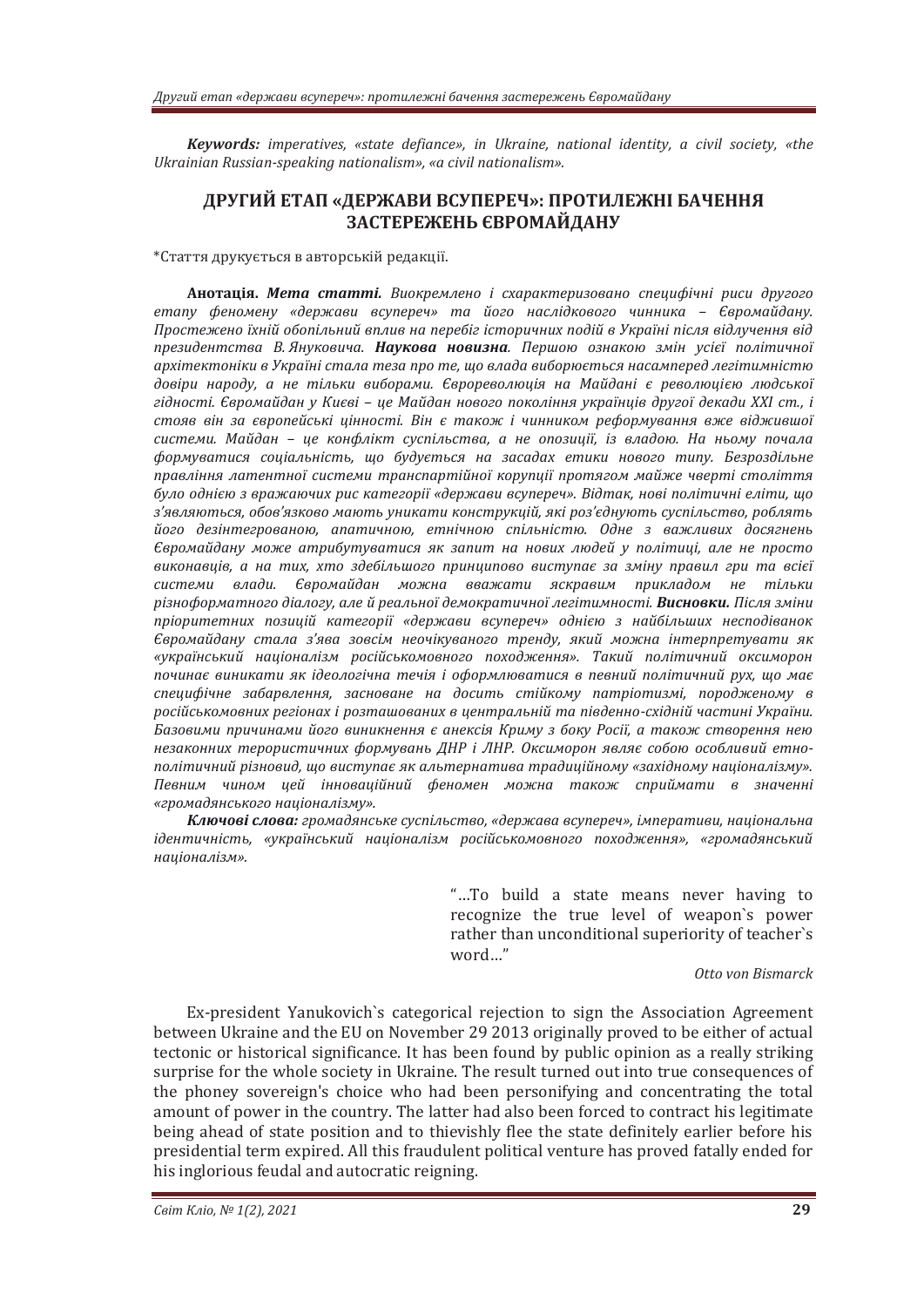*Keywords: imperatives, «state defiance», in Ukraine, national identity, a civil society, «the Ukrainian Russian-speaking nationalism», «a civil nationalism».*

## ДРУГИЙ ЕТАП «ДЕРЖАВИ ВСУПЕРЕЧ»: ПРОТИЛЕЖНІ БАЧЕННЯ ЗАСТЕРЕЖЕНЬ ЄВРОМАЙДАНУ

*Стаття друкується в авторській редакції.

**Анотація.** ***Мета статті.*** *Виокремлено і схарактеризовано специфічні риси другого етапу феномену «держави всупереч» та його наслідкового чинника – Євромайдану. Простежено їхній обопільний вплив на перебіг історичних подій в Україні після відлучення від президентства В. Януковича.* ***Наукова новизна****. Першою ознакою змін усієї політичної архітектоніки в Україні стала теза про те, що влада виборюється насамперед легітимністю довіри народу, а не тільки виборами. Єврореволюція на Майдані є революцією людської гідності. Євромайдан у Києві – це Майдан нового покоління українців другої декади XXI ст., і стояв він за європейські цінності. Він є також і чинником реформування вже відживішої системи. Майдан – це конфлікт суспільства, а не опозиції, із владою. На ньому почала формуватися соціальність, що будується на засадах етики нового типу. Безроздільне правління латентної системи транспартійної корупції протягом майже чверті століття було однією з вражаючих рис категорії «держави всупереч». Відтак, нові політичні еліти, що з'являються, обов'язково мають уникати конструкцій, які роз'єднують суспільство, роблять його дезінтегрованою, апатичною, етнічною спільністю. Одне з важливих досягнень Євромайдану може атрибутуватися як запит на нових людей у політиці, але не просто виконавців, а на тих, хто здебільшого принципово виступає за зміну правил гри та всієї системи влади. Євромайдан можна вважати яскравим прикладом не тільки різноформатного діалогу, але й реальної демократичної легітимності.* ***Висновки.*** *Після зміни пріоритетних позицій категорії «держави всупереч» однією з найбільших несподіванок Євромайдану стала з'ява зовсім неочікуваного тренду, який можна інтерпретувати як «український націоналізм російськомовного походження». Такий політичний оксиморон починає виникати як ідеологічна течія і оформлюватися в певний політичний рух, що має специфічне забарвлення, засноване на досить стійкому патріотизмі, породженому в російськомовних регіонах і розташованих в центральній та південно-східній частині України. Базовими причинами його виникнення є анексія Криму з боку Росії, а також створення нею незаконних терористичних формувань ДНР і ЛНР. Оксиморон являє собою особливий етно-політичний різновид, що виступає як альтернатива традиційному «західному націоналізму». Певним чином цей інноваційний феномен можна також сприймати в значенні «громадянського націоналізму».*

***Ключові слова:*** *громадянське суспільство, «держава всупереч», імперативи, національна ідентичність, «український націоналізм російськомовного походження», «громадянський націоналізм».*

> "…To build a state means never having to recognize the true level of weapon`s power rather than unconditional superiority of teacher`s word…"
>
> *Otto von Bismarck*

Ex-president Yanukovich`s categorical rejection to sign the Association Agreement between Ukraine and the EU on November 29 2013 originally proved to be either of actual tectonic or historical significance. It has been found by public opinion as a really striking surprise for the whole society in Ukraine. The result turned out into true consequences of the phoney sovereign's choice who had been personifying and concentrating the total amount of power in the country. The latter had also been forced to contract his legitimate being ahead of state position and to thievishly flee the state definitely earlier before his presidential term expired. All this fraudulent political venture has proved fatally ended for his inglorious feudal and autocratic reigning.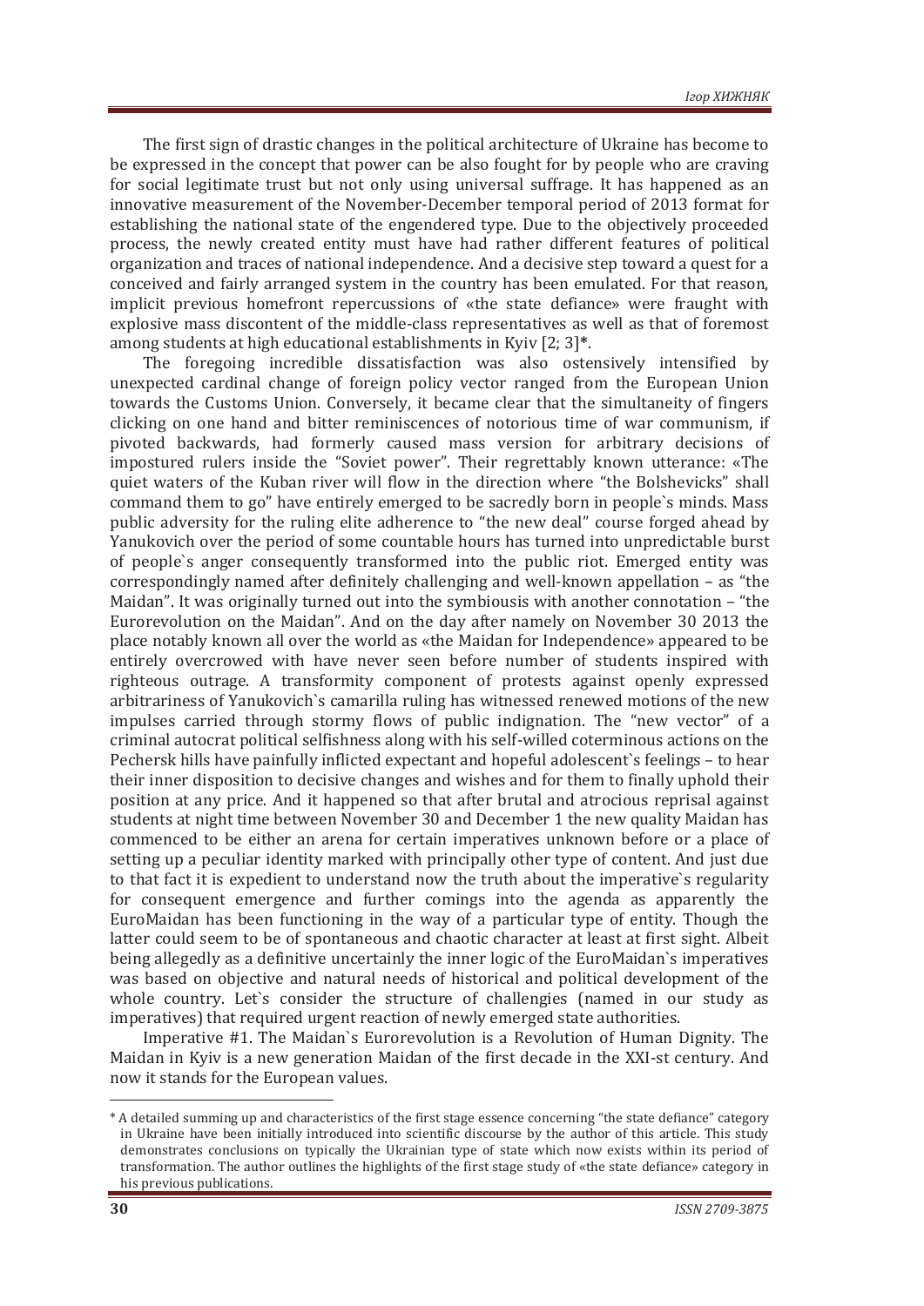The first sign of drastic changes in the political architecture of Ukraine has become to be expressed in the concept that power can be also fought for by people who are craving for social legitimate trust but not only using universal suffrage. It has happened as an innovative measurement of the November-December temporal period of 2013 format for establishing the national state of the engendered type. Due to the objectively proceeded process, the newly created entity must have had rather different features of political organization and traces of national independence. And a decisive step toward a quest for a conceived and fairly arranged system in the country has been emulated. For that reason, implicit previous homefront repercussions of «the state defiance» were fraught with explosive mass discontent of the middle-class representatives as well as that of foremost among students at high educational establishments in Kyiv [2; 3]*.

The foregoing incredible dissatisfaction was also ostensively intensified by unexpected cardinal change of foreign policy vector ranged from the European Union towards the Customs Union. Conversely, it became clear that the simultaneity of fingers clicking on one hand and bitter reminiscences of notorious time of war communism, if pivoted backwards, had formerly caused mass version for arbitrary decisions of impostured rulers inside the "Soviet power". Their regrettably known utterance: «The quiet waters of the Kuban river will flow in the direction where "the Bolshevicks" shall command them to go" have entirely emerged to be sacredly born in people`s minds. Mass public adversity for the ruling elite adherence to "the new deal" course forged ahead by Yanukovich over the period of some countable hours has turned into unpredictable burst of people`s anger consequently transformed into the public riot. Emerged entity was correspondingly named after definitely challenging and well-known appellation – as "the Maidan". It was originally turned out into the symbiousis with another connotation – "the Eurorevolution on the Maidan". And on the day after namely on November 30 2013 the place notably known all over the world as «the Maidan for Independence» appeared to be entirely overcrowed with have never seen before number of students inspired with righteous outrage. A transformity component of protests against openly expressed arbitrariness of Yanukovich`s camarilla ruling has witnessed renewed motions of the new impulses carried through stormy flows of public indignation. The "new vector" of a criminal autocrat political selfishness along with his self-willed coterminous actions on the Pechersk hills have painfully inflicted expectant and hopeful adolescent`s feelings – to hear their inner disposition to decisive changes and wishes and for them to finally uphold their position at any price. And it happened so that after brutal and atrocious reprisal against students at night time between November 30 and December 1 the new quality Maidan has commenced to be either an arena for certain imperatives unknown before or a place of setting up a peculiar identity marked with principally other type of content. And just due to that fact it is expedient to understand now the truth about the imperative`s regularity for consequent emergence and further comings into the agenda as apparently the EuroMaidan has been functioning in the way of a particular type of entity. Though the latter could seem to be of spontaneous and chaotic character at least at first sight. Albeit being allegedly as a definitive uncertainly the inner logic of the EuroMaidan`s imperatives was based on objective and natural needs of historical and political development of the whole country. Let`s consider the structure of challengies (named in our study as imperatives) that required urgent reaction of newly emerged state authorities.

Imperative #1. The Maidan`s Eurorevolution is a Revolution of Human Dignity. The Maidan in Kyiv is a new generation Maidan of the first decade in the XXI-st century. And now it stands for the European values.

---

* A detailed summing up and characteristics of the first stage essence concerning "the state defiance" category in Ukraine have been initially introduced into scientific discourse by the author of this article. This study demonstrates conclusions on typically the Ukrainian type of state which now exists within its period of transformation. The author outlines the highlights of the first stage study of «the state defiance» category in his previous publications.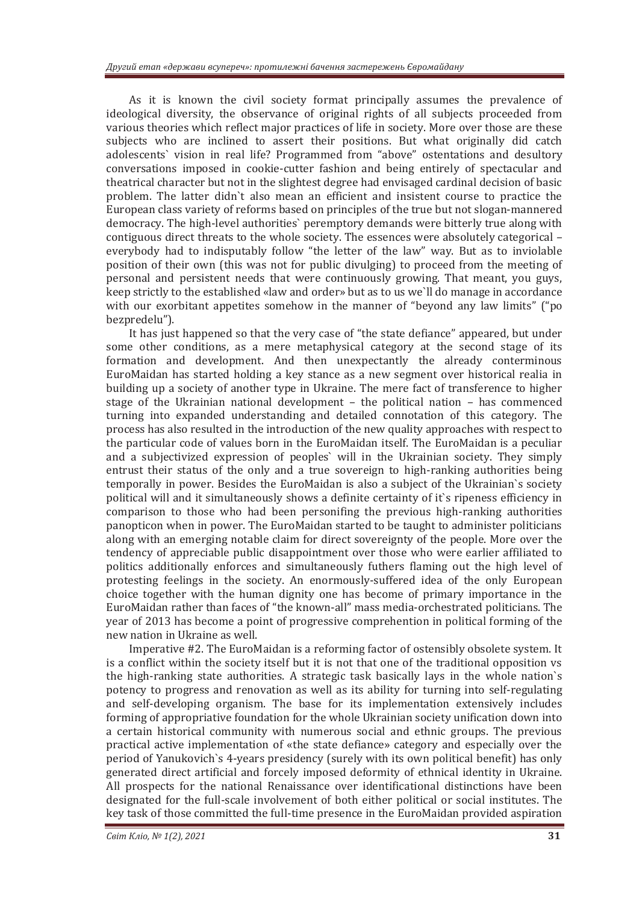As it is known the civil society format principally assumes the prevalence of ideological diversity, the observance of original rights of all subjects proceeded from various theories which reflect major practices of life in society. More over those are these subjects who are inclined to assert their positions. But what originally did catch adolescents` vision in real life? Programmed from "above" ostentations and desultory conversations imposed in cookie-cutter fashion and being entirely of spectacular and theatrical character but not in the slightest degree had envisaged cardinal decision of basic problem. The latter didn`t also mean an efficient and insistent course to practice the European class variety of reforms based on principles of the true but not slogan-mannered democracy. The high-level authorities` peremptory demands were bitterly true along with contiguous direct threats to the whole society. The essences were absolutely categorical – everybody had to indisputably follow "the letter of the law" way. But as to inviolable position of their own (this was not for public divulging) to proceed from the meeting of personal and persistent needs that were continuously growing. That meant, you guys, keep strictly to the established «law and order» but as to us we`ll do manage in accordance with our exorbitant appetites somehow in the manner of "beyond any law limits" ("po bezpredelu").

It has just happened so that the very case of "the state defiance" appeared, but under some other conditions, as a mere metaphysical category at the second stage of its formation and development. And then unexpectantly the already conterminous EuroMaidan has started holding a key stance as a new segment over historical realia in building up a society of another type in Ukraine. The mere fact of transference to higher stage of the Ukrainian national development – the political nation – has commenced turning into expanded understanding and detailed connotation of this category. The process has also resulted in the introduction of the new quality approaches with respect to the particular code of values born in the EuroMaidan itself. The EuroMaidan is a peculiar and a subjectivized expression of peoples` will in the Ukrainian society. They simply entrust their status of the only and a true sovereign to high-ranking authorities being temporally in power. Besides the EuroMaidan is also a subject of the Ukrainian`s society political will and it simultaneously shows a definite certainty of it`s ripeness efficiency in comparison to those who had been personifing the previous high-ranking authorities panopticon when in power. The EuroMaidan started to be taught to administer politicians along with an emerging notable claim for direct sovereignty of the people. More over the tendency of appreciable public disappointment over those who were earlier affiliated to politics additionally enforces and simultaneously futhers flaming out the high level of protesting feelings in the society. An enormously-suffered idea of the only European choice together with the human dignity one has become of primary importance in the EuroMaidan rather than faces of "the known-all" mass media-orchestrated politicians. The year of 2013 has become a point of progressive comprehention in political forming of the new nation in Ukraine as well.

Imperative #2. The EuroMaidan is a reforming factor of ostensibly obsolete system. It is a conflict within the society itself but it is not that one of the traditional opposition vs the high-ranking state authorities. A strategic task basically lays in the whole nation`s potency to progress and renovation as well as its ability for turning into self-regulating and self-developing organism. The base for its implementation extensively includes forming of appropriative foundation for the whole Ukrainian society unification down into a certain historical community with numerous social and ethnic groups. The previous practical active implementation of «the state defiance» category and especially over the period of Yanukovich`s 4-years presidency (surely with its own political benefit) has only generated direct artificial and forcely imposed deformity of ethnical identity in Ukraine. All prospects for the national Renaissance over identificational distinctions have been designated for the full-scale involvement of both either political or social institutes. The key task of those committed the full-time presence in the EuroMaidan provided aspiration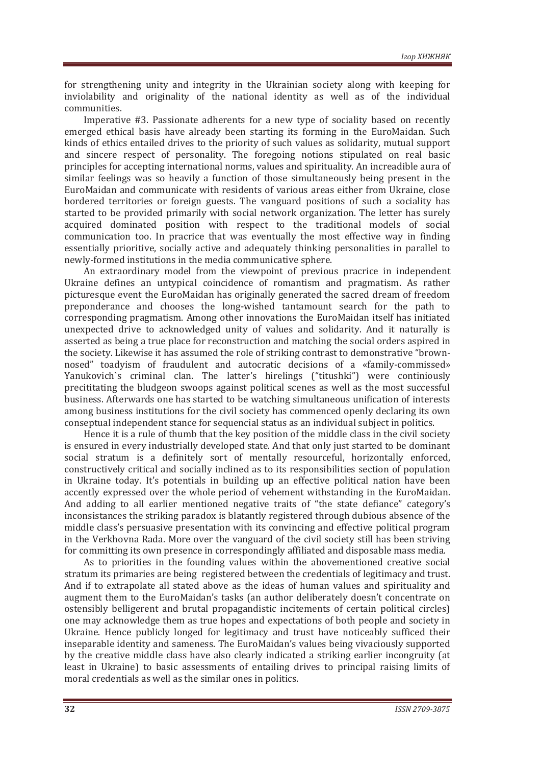for strengthening unity and integrity in the Ukrainian society along with keeping for inviolability and originality of the national identity as well as of the individual communities.

Imperative #3. Passionate adherents for a new type of sociality based on recently emerged ethical basis have already been starting its forming in the EuroMaidan. Such kinds of ethics entailed drives to the priority of such values as solidarity, mutual support and sincere respect of personality. The foregoing notions stipulated on real basic principles for accepting international norms, values and spirituality. An increadible aura of similar feelings was so heavily a function of those simultaneously being present in the EuroMaidan and communicate with residents of various areas either from Ukraine, close bordered territories or foreign guests. The vanguard positions of such a sociality has started to be provided primarily with social network organization. The letter has surely acquired dominated position with respect to the traditional models of social communication too. In pracrice that was eventually the most effective way in finding essentially prioritive, socially active and adequately thinking personalities in parallel to newly-formed institutions in the media communicative sphere.

An extraordinary model from the viewpoint of previous pracrice in independent Ukraine defines an untypical coincidence of romantism and pragmatism. As rather picturesque event the EuroMaidan has originally generated the sacred dream of freedom preponderance and chooses the long-wished tantamount search for the path to corresponding pragmatism. Among other innovations the EuroMaidan itself has initiated unexpected drive to acknowledged unity of values and solidarity. And it naturally is asserted as being a true place for reconstruction and matching the social orders aspired in the society. Likewise it has assumed the role of striking contrast to demonstrative "brown-nosed" toadyism of fraudulent and autocratic decisions of a «family-commissed» Yanukovich`s criminal clan. The latter's hirelings ("titushki") were continiously precititating the bludgeon swoops against political scenes as well as the most successful business. Afterwards one has started to be watching simultaneous unification of interests among business institutions for the civil society has commenced openly declaring its own conseptual independent stance for sequencial status as an individual subject in politics.

Hence it is a rule of thumb that the key position of the middle class in the civil society is ensured in every industrially developed state. And that only just started to be dominant social stratum is a definitely sort of mentally resourceful, horizontally enforced, constructively critical and socially inclined as to its responsibilities section of population in Ukraine today. It's potentials in building up an effective political nation have been accently expressed over the whole period of vehement withstanding in the EuroMaidan. And adding to all earlier mentioned negative traits of "the state defiance" category's inconsistances the striking paradox is blatantly registered through dubious absence of the middle class's persuasive presentation with its convincing and effective political program in the Verkhovna Rada. More over the vanguard of the civil society still has been striving for committing its own presence in correspondingly affiliated and disposable mass media.

As to priorities in the founding values within the abovementioned creative social stratum its primaries are being registered between the credentials of legitimacy and trust. And if to extrapolate all stated above as the ideas of human values and spirituality and augment them to the EuroMaidan's tasks (an author deliberately doesn't concentrate on ostensibly belligerent and brutal propagandistic incitements of certain political circles) one may acknowledge them as true hopes and expectations of both people and society in Ukraine. Hence publicly longed for legitimacy and trust have noticeably sufficed their inseparable identity and sameness. The EuroMaidan's values being vivaciously supported by the creative middle class have also clearly indicated a striking earlier incongruity (at least in Ukraine) to basic assessments of entailing drives to principal raising limits of moral credentials as well as the similar ones in politics.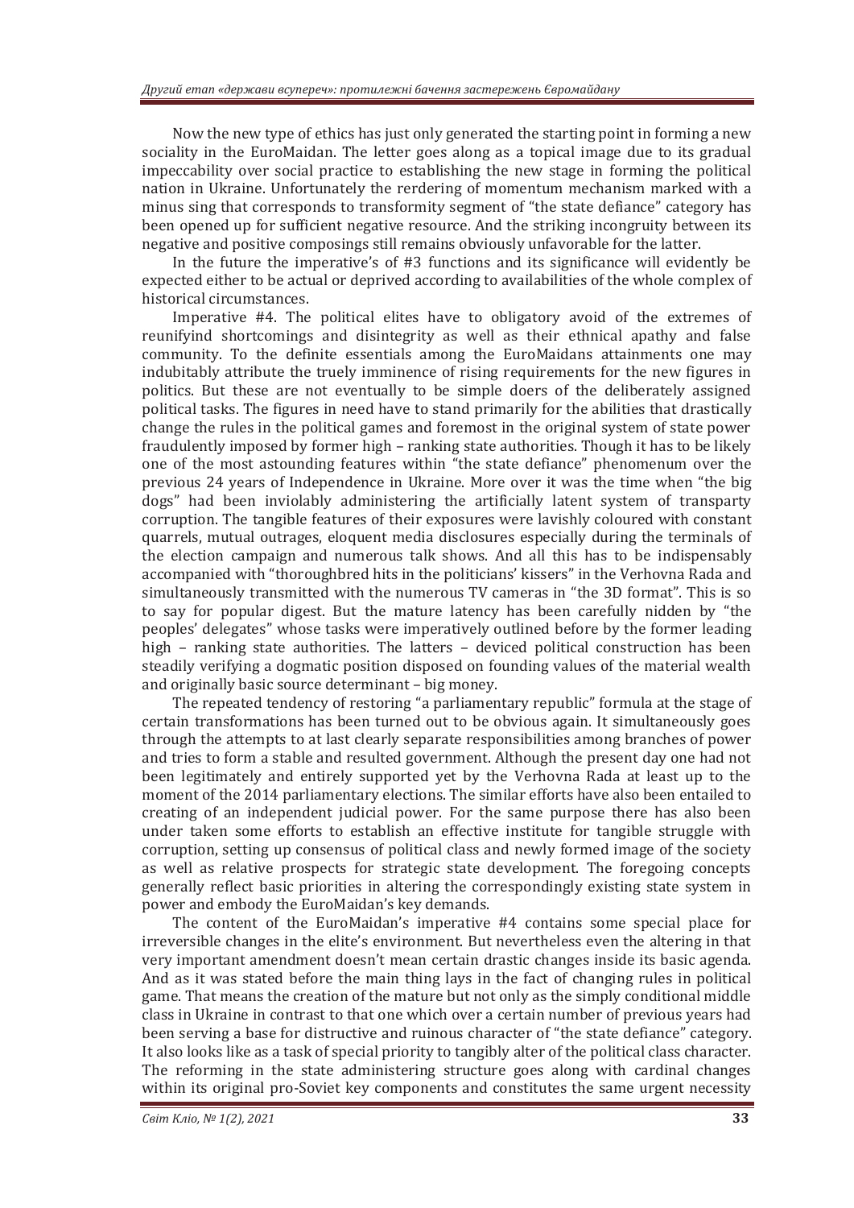Now the new type of ethics has just only generated the starting point in forming a new sociality in the EuroMaidan. The letter goes along as a topical image due to its gradual impeccability over social practice to establishing the new stage in forming the political nation in Ukraine. Unfortunately the rerdering of momentum mechanism marked with a minus sing that corresponds to transformity segment of "the state defiance" category has been opened up for sufficient negative resource. And the striking incongruity between its negative and positive composings still remains obviously unfavorable for the latter.

In the future the imperative's of #3 functions and its significance will evidently be expected either to be actual or deprived according to availabilities of the whole complex of historical circumstances.

Imperative #4. The political elites have to obligatory avoid of the extremes of reunifyind shortcomings and disintegrity as well as their ethnical apathy and false community. To the definite essentials among the EuroMaidans attainments one may indubitably attribute the truely imminence of rising requirements for the new figures in politics. But these are not eventually to be simple doers of the deliberately assigned political tasks. The figures in need have to stand primarily for the abilities that drastically change the rules in the political games and foremost in the original system of state power fraudulently imposed by former high – ranking state authorities. Though it has to be likely one of the most astounding features within "the state defiance" phenomenum over the previous 24 years of Independence in Ukraine. More over it was the time when "the big dogs" had been inviolably administering the artificially latent system of transparty corruption. The tangible features of their exposures were lavishly coloured with constant quarrels, mutual outrages, eloquent media disclosures especially during the terminals of the election campaign and numerous talk shows. And all this has to be indispensably accompanied with "thoroughbred hits in the politicians' kissers" in the Verhovna Rada and simultaneously transmitted with the numerous TV cameras in "the 3D format". This is so to say for popular digest. But the mature latency has been carefully nidden by "the peoples' delegates" whose tasks were imperatively outlined before by the former leading high – ranking state authorities. The latters – deviced political construction has been steadily verifying a dogmatic position disposed on founding values of the material wealth and originally basic source determinant – big money.

The repeated tendency of restoring "a parliamentary republic" formula at the stage of certain transformations has been turned out to be obvious again. It simultaneously goes through the attempts to at last clearly separate responsibilities among branches of power and tries to form a stable and resulted government. Although the present day one had not been legitimately and entirely supported yet by the Verhovna Rada at least up to the moment of the 2014 parliamentary elections. The similar efforts have also been entailed to creating of an independent judicial power. For the same purpose there has also been under taken some efforts to establish an effective institute for tangible struggle with corruption, setting up consensus of political class and newly formed image of the society as well as relative prospects for strategic state development. The foregoing concepts generally reflect basic priorities in altering the correspondingly existing state system in power and embody the EuroMaidan's key demands.

The content of the EuroMaidan's imperative #4 contains some special place for irreversible changes in the elite's environment. But nevertheless even the altering in that very important amendment doesn't mean certain drastic changes inside its basic agenda. And as it was stated before the main thing lays in the fact of changing rules in political game. That means the creation of the mature but not only as the simply conditional middle class in Ukraine in contrast to that one which over a certain number of previous years had been serving a base for distructive and ruinous character of "the state defiance" category. It also looks like as a task of special priority to tangibly alter of the political class character. The reforming in the state administering structure goes along with cardinal changes within its original pro-Soviet key components and constitutes the same urgent necessity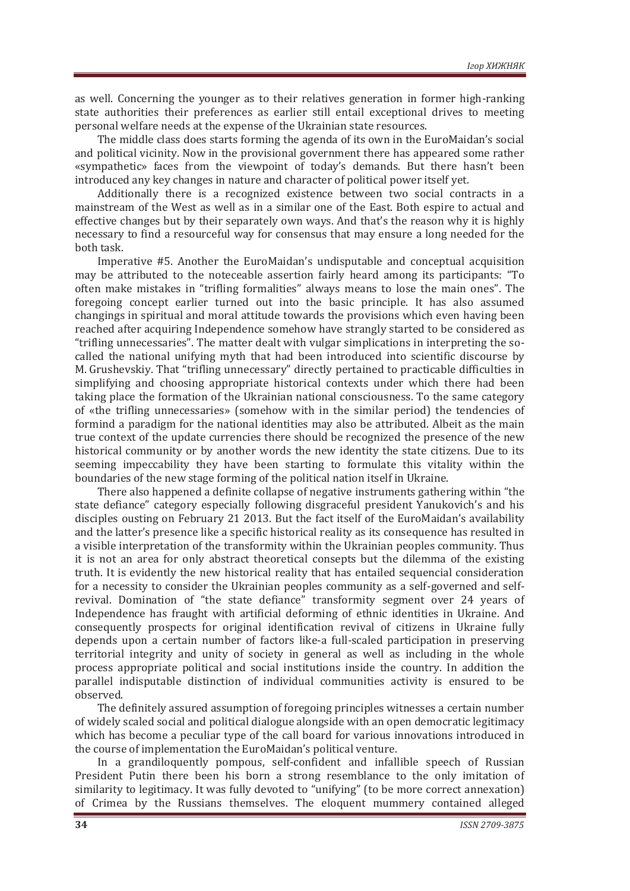as well. Concerning the younger as to their relatives generation in former high-ranking state authorities their preferences as earlier still entail exceptional drives to meeting personal welfare needs at the expense of the Ukrainian state resources.

The middle class does starts forming the agenda of its own in the EuroMaidan's social and political vicinity. Now in the provisional government there has appeared some rather «sympathetic» faces from the viewpoint of today's demands. But there hasn't been introduced any key changes in nature and character of political power itself yet.

Additionally there is a recognized existence between two social contracts in a mainstream of the West as well as in a similar one of the East. Both espire to actual and effective changes but by their separately own ways. And that's the reason why it is highly necessary to find a resourceful way for consensus that may ensure a long needed for the both task.

Imperative #5. Another the EuroMaidan's undisputable and conceptual acquisition may be attributed to the noteceable assertion fairly heard among its participants: "To often make mistakes in "trifling formalities" always means to lose the main ones". The foregoing concept earlier turned out into the basic principle. It has also assumed changings in spiritual and moral attitude towards the provisions which even having been reached after acquiring Independence somehow have strangly started to be considered as "trifling unnecessaries". The matter dealt with vulgar simplications in interpreting the so-called the national unifying myth that had been introduced into scientific discourse by M. Grushevskiy. That "trifling unnecessary" directly pertained to practicable difficulties in simplifying and choosing appropriate historical contexts under which there had been taking place the formation of the Ukrainian national consciousness. To the same category of «the trifling unnecessaries» (somehow with in the similar period) the tendencies of formind a paradigm for the national identities may also be attributed. Albeit as the main true context of the update currencies there should be recognized the presence of the new historical community or by another words the new identity the state citizens. Due to its seeming impeccability they have been starting to formulate this vitality within the boundaries of the new stage forming of the political nation itself in Ukraine.

There also happened a definite collapse of negative instruments gathering within "the state defiance" category especially following disgraceful president Yanukovich's and his disciples ousting on February 21 2013. But the fact itself of the EuroMaidan's availability and the latter's presence like a specific historical reality as its consequence has resulted in a visible interpretation of the transformity within the Ukrainian peoples community. Thus it is not an area for only abstract theoretical consepts but the dilemma of the existing truth. It is evidently the new historical reality that has entailed sequencial consideration for a necessity to consider the Ukrainian peoples community as a self-governed and self-revival. Domination of "the state defiance" transformity segment over 24 years of Independence has fraught with artificial deforming of ethnic identities in Ukraine. And consequently prospects for original identification revival of citizens in Ukraine fully depends upon a certain number of factors like-a full-scaled participation in preserving territorial integrity and unity of society in general as well as including in the whole process appropriate political and social institutions inside the country. In addition the parallel indisputable distinction of individual communities activity is ensured to be observed.

The definitely assured assumption of foregoing principles witnesses a certain number of widely scaled social and political dialogue alongside with an open democratic legitimacy which has become a peculiar type of the call board for various innovations introduced in the course of implementation the EuroMaidan's political venture.

In a grandiloquently pompous, self-confident and infallible speech of Russian President Putin there been his born a strong resemblance to the only imitation of similarity to legitimacy. It was fully devoted to "unifying" (to be more correct annexation) of Crimea by the Russians themselves. The eloquent mummery contained alleged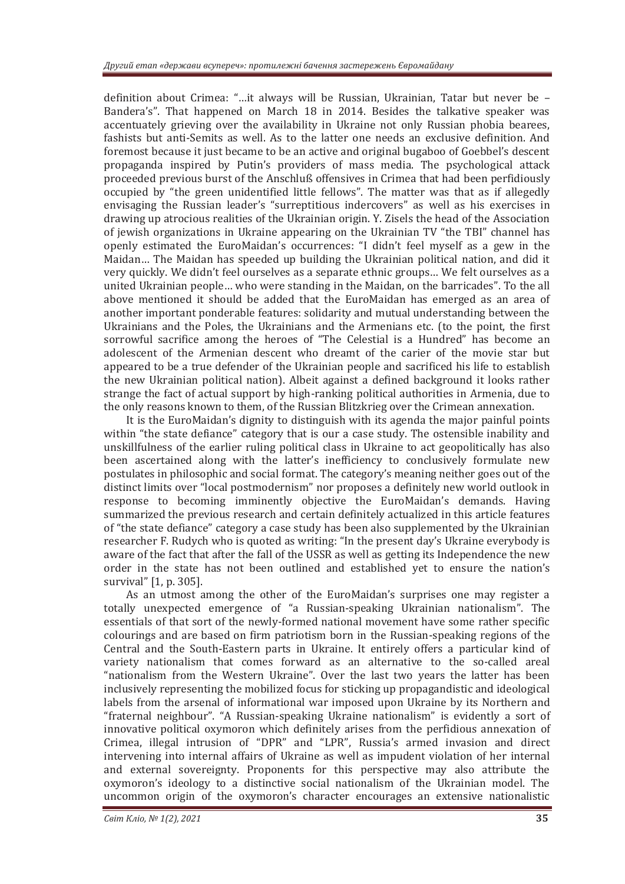definition about Crimea: "…it always will be Russian, Ukrainian, Tatar but never be – Bandera's". That happened on March 18 in 2014. Besides the talkative speaker was accentuately grieving over the availability in Ukraine not only Russian phobia bearees, fashists but anti-Semits as well. As to the latter one needs an exclusive definition. And foremost because it just became to be an active and original bugaboo of Goebbel's descent propaganda inspired by Putin's providers of mass media. The psychological attack proceeded previous burst of the Anschluß offensives in Crimea that had been perfidiously occupied by "the green unidentified little fellows". The matter was that as if allegedly envisaging the Russian leader's "surreptitious indercovers" as well as his exercises in drawing up atrocious realities of the Ukrainian origin. Y. Zisels the head of the Association of jewish organizations in Ukraine appearing on the Ukrainian TV "the TBI" channel has openly estimated the EuroMaidan's occurrences: "I didn't feel myself as a gew in the Maidan… The Maidan has speeded up building the Ukrainian political nation, and did it very quickly. We didn't feel ourselves as a separate ethnic groups… We felt ourselves as a united Ukrainian people… who were standing in the Maidan, on the barricades". To the all above mentioned it should be added that the EuroMaidan has emerged as an area of another important ponderable features: solidarity and mutual understanding between the Ukrainians and the Poles, the Ukrainians and the Armenians etc. (to the point, the first sorrowful sacrifice among the heroes of "The Celestial is a Hundred" has become an adolescent of the Armenian descent who dreamt of the carier of the movie star but appeared to be a true defender of the Ukrainian people and sacrificed his life to establish the new Ukrainian political nation). Albeit against a defined background it looks rather strange the fact of actual support by high-ranking political authorities in Armenia, due to the only reasons known to them, of the Russian Blitzkrieg over the Crimean annexation.

It is the EuroMaidan's dignity to distinguish with its agenda the major painful points within "the state defiance" category that is our a case study. The ostensible inability and unskillfulness of the earlier ruling political class in Ukraine to act geopolitically has also been ascertained along with the latter's inefficiency to conclusively formulate new postulates in philosophic and social format. The category's meaning neither goes out of the distinct limits over "local postmodernism" nor proposes a definitely new world outlook in response to becoming imminently objective the EuroMaidan's demands. Having summarized the previous research and certain definitely actualized in this article features of "the state defiance" category a case study has been also supplemented by the Ukrainian researcher F. Rudych who is quoted as writing: "In the present day's Ukraine everybody is aware of the fact that after the fall of the USSR as well as getting its Independence the new order in the state has not been outlined and established yet to ensure the nation's survival" [1, p. 305].

As an utmost among the other of the EuroMaidan's surprises one may register a totally unexpected emergence of "a Russian-speaking Ukrainian nationalism". The essentials of that sort of the newly-formed national movement have some rather specific colourings and are based on firm patriotism born in the Russian-speaking regions of the Central and the South-Eastern parts in Ukraine. It entirely offers a particular kind of variety nationalism that comes forward as an alternative to the so-called areal "nationalism from the Western Ukraine". Over the last two years the latter has been inclusively representing the mobilized focus for sticking up propagandistic and ideological labels from the arsenal of informational war imposed upon Ukraine by its Northern and "fraternal neighbour". "A Russian-speaking Ukraine nationalism" is evidently a sort of innovative political oxymoron which definitely arises from the perfidious annexation of Crimea, illegal intrusion of "DPR" and "LPR", Russia's armed invasion and direct intervening into internal affairs of Ukraine as well as impudent violation of her internal and external sovereignty. Proponents for this perspective may also attribute the oxymoron's ideology to a distinctive social nationalism of the Ukrainian model. The uncommon origin of the oxymoron's character encourages an extensive nationalistic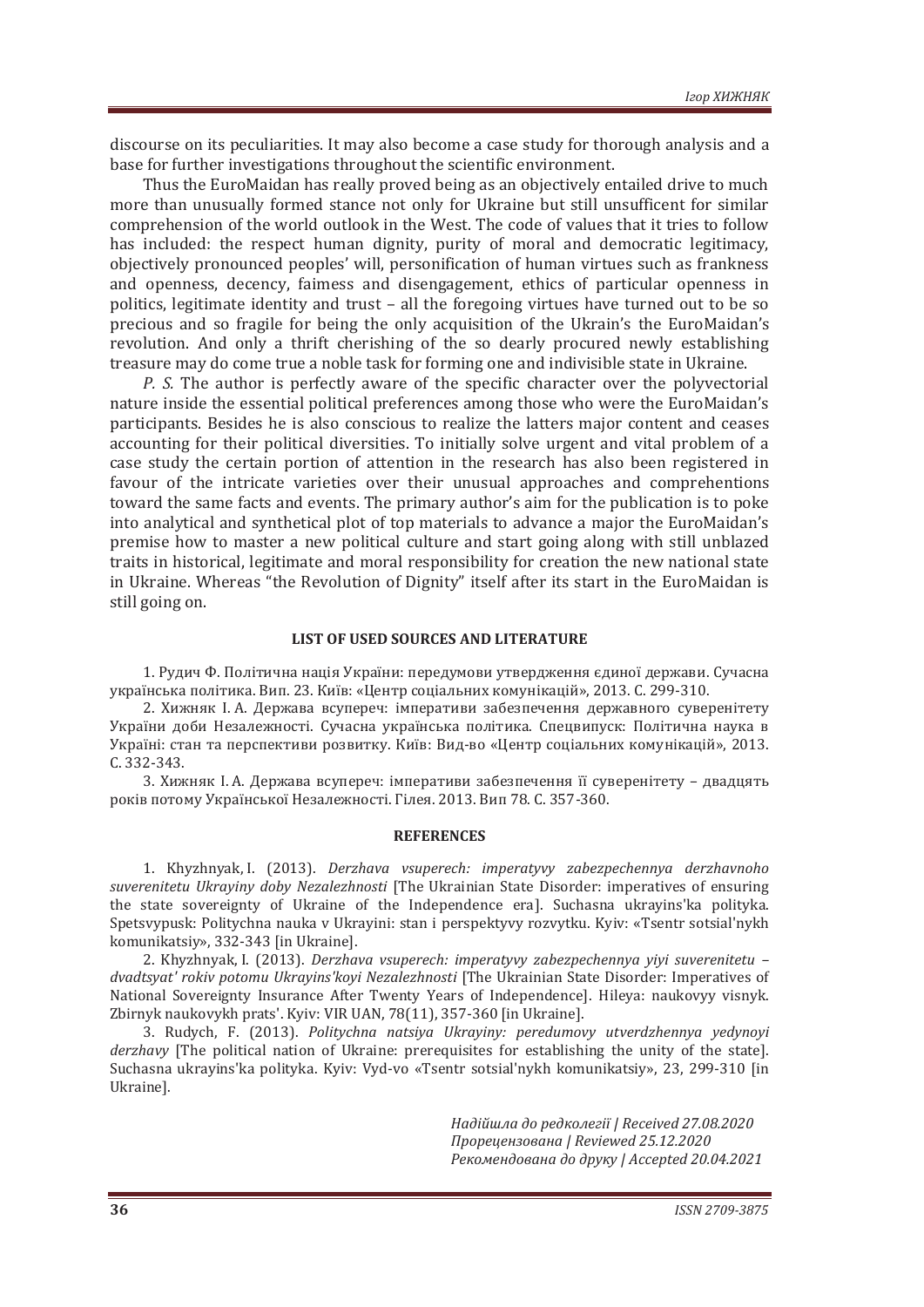discourse on its peculiarities. It may also become a case study for thorough analysis and a base for further investigations throughout the scientific environment.

Thus the EuroMaidan has really proved being as an objectively entailed drive to much more than unusually formed stance not only for Ukraine but still unsufficent for similar comprehension of the world outlook in the West. The code of values that it tries to follow has included: the respect human dignity, purity of moral and democratic legitimacy, objectively pronounced peoples' will, personification of human virtues such as frankness and openness, decency, faimess and disengagement, ethics of particular openness in politics, legitimate identity and trust – all the foregoing virtues have turned out to be so precious and so fragile for being the only acquisition of the Ukrain's the EuroMaidan's revolution. And only a thrift cherishing of the so dearly procured newly establishing treasure may do come true a noble task for forming one and indivisible state in Ukraine.

*P. S.* The author is perfectly aware of the specific character over the polyvectorial nature inside the essential political preferences among those who were the EuroMaidan's participants. Besides he is also conscious to realize the latters major content and ceases accounting for their political diversities. To initially solve urgent and vital problem of a case study the certain portion of attention in the research has also been registered in favour of the intricate varieties over their unusual approaches and comprehentions toward the same facts and events. The primary author's aim for the publication is to poke into analytical and synthetical plot of top materials to advance a major the EuroMaidan's premise how to master a new political culture and start going along with still unblazed traits in historical, legitimate and moral responsibility for creation the new national state in Ukraine. Whereas "the Revolution of Dignity" itself after its start in the EuroMaidan is still going on.

**LIST OF USED SOURCES AND LITERATURE**

1. Рудич Ф. Політична нація України: передумови утвердження єдиної держави. Сучасна українська політика. Вип. 23. Київ: «Центр соціальних комунікацій», 2013. С. 299-310.

2. Хижняк І. А. Держава всупереч: імперативи забезпечення державного суверенітету України доби Незалежності. Сучасна українська політика. Спецвипуск: Політична наука в Україні: стан та перспективи розвитку. Київ: Вид-во «Центр соціальних комунікацій», 2013. С. 332-343.

3. Хижняк І. А. Держава всупереч: імперативи забезпечення її суверенітету – двадцять років потому Української Незалежності. Гілея. 2013. Вип 78. С. 357-360.

**REFERENCES**

1. Khyzhnyak, I. (2013). *Derzhava vsuperech: imperatyvy zabezpechennya derzhavnoho suverenitetu Ukrayiny doby Nezalezhnosti* [The Ukrainian State Disorder: imperatives of ensuring the state sovereignty of Ukraine of the Independence era]. Suchasna ukrayins'ka polityka. Spetsvypusk: Politychna nauka v Ukrayini: stan i perspektyvy rozvytku. Kyiv: «Tsentr sotsial'nykh komunikatsiy», 332-343 [in Ukraine].

2. Khyzhnyak, I. (2013). *Derzhava vsuperech: imperatyvy zabezpechennya yiyi suverenitetu – dvadtsyat' rokiv potomu Ukrayins'koyi Nezalezhnosti* [The Ukrainian State Disorder: Imperatives of National Sovereignty Insurance After Twenty Years of Independence]. Hileya: naukovyy visnyk. Zbirnyk naukovykh prats'. Kyiv: VIR UAN, 78(11), 357-360 [in Ukraine].

3. Rudych, F. (2013). *Politychna natsiya Ukrayiny: peredumovy utverdzhennya yedynoyi derzhavy* [The political nation of Ukraine: prerequisites for establishing the unity of the state]. Suchasna ukrayins'ka polityka. Kyiv: Vyd-vo «Tsentr sotsial'nykh komunikatsiy», 23, 299-310 [in Ukraine].

*Надійшла до редколегії | Received 27.08.2020*
*Прорецензована | Reviewed 25.12.2020*
*Рекомендована до друку | Accepted 20.04.2021*